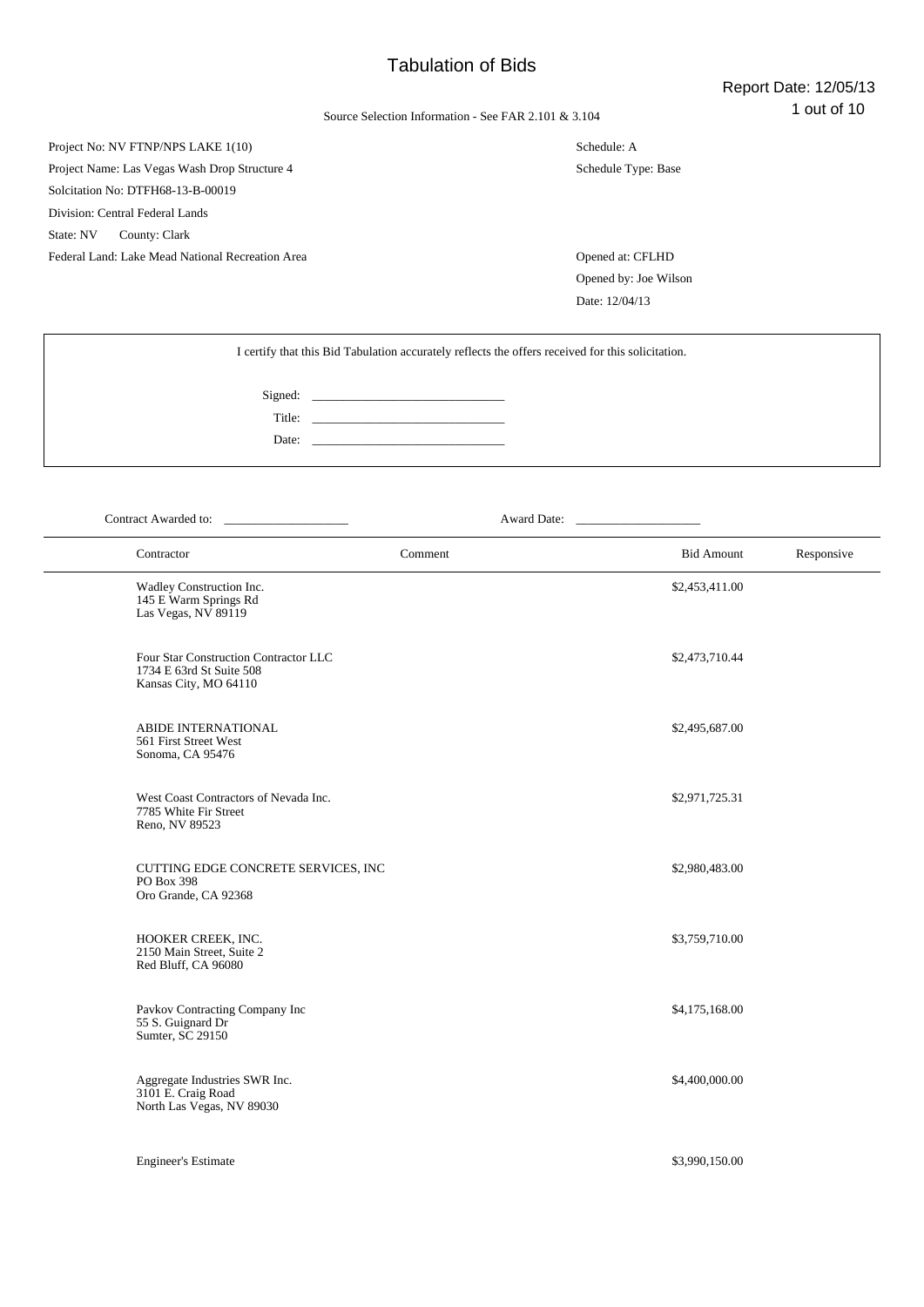# Tabulation of Bids

Report Date: 12/05/13

Source Selection Information - See FAR 2.101 & 3.104

Project No: NV FTNP/NPS LAKE 1(10)
Project Name: Las Vegas Wash Drop Structure 4
Solcitation No: DTFH68-13-B-00019
Division: Central Federal Lands
State: NV County: Clark
Federal Land: Lake Mead National Recreation Area

Schedule: A
Schedule Type: Base

Opened at: CFLHD
Opened by: Joe Wilson
Date: 12/04/13

I certify that this Bid Tabulation accurately reflects the offers received for this solicitation.

Signed: ______________________________
Title: ______________________________
Date: ______________________________

Contract Awarded to: ____________________ Award Date: ____________________

| Contractor | Comment | Bid Amount | Responsive |
|---|---|---|---|
| Wadley Construction Inc.<br>145 E Warm Springs Rd<br>Las Vegas, NV 89119 | | $2,453,411.00 | |
| Four Star Construction Contractor LLC<br>1734 E 63rd St Suite 508<br>Kansas City, MO 64110 | | $2,473,710.44 | |
| ABIDE INTERNATIONAL<br>561 First Street West<br>Sonoma, CA 95476 | | $2,495,687.00 | |
| West Coast Contractors of Nevada Inc.<br>7785 White Fir Street<br>Reno, NV 89523 | | $2,971,725.31 | |
| CUTTING EDGE CONCRETE SERVICES, INC<br>PO Box 398<br>Oro Grande, CA 92368 | | $2,980,483.00 | |
| HOOKER CREEK, INC.<br>2150 Main Street, Suite 2<br>Red Bluff, CA 96080 | | $3,759,710.00 | |
| Pavkov Contracting Company Inc<br>55 S. Guignard Dr<br>Sumter, SC 29150 | | $4,175,168.00 | |
| Aggregate Industries SWR Inc.<br>3101 E. Craig Road<br>North Las Vegas, NV 89030 | | $4,400,000.00 | |
| Engineer's Estimate | | $3,990,150.00 | |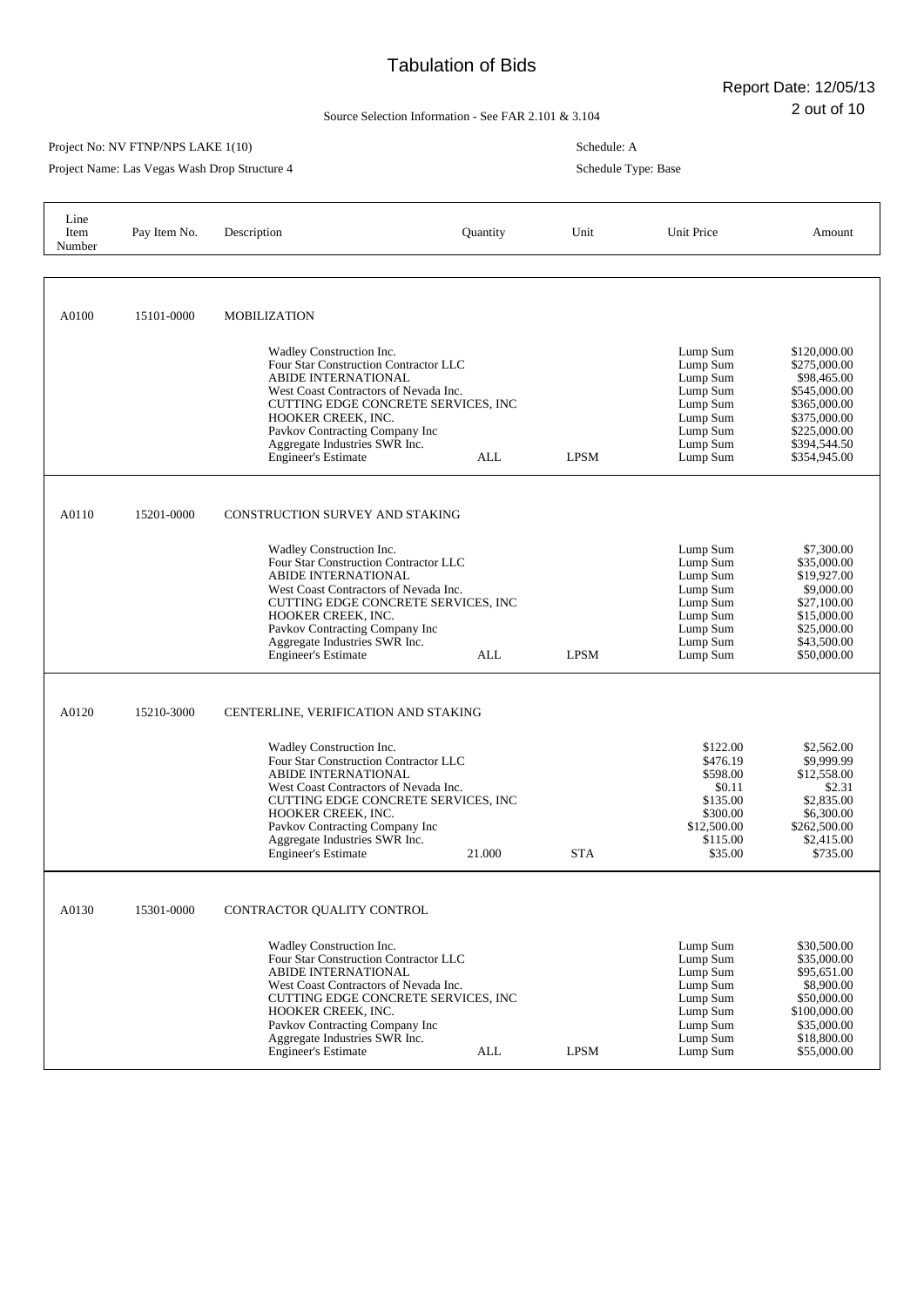# Tabulation of Bids

Report Date: 12/05/13

Source Selection Information - See FAR 2.101 & 3.104

Project No: NV FTNP/NPS LAKE 1(10)

Project Name: Las Vegas Wash Drop Structure 4

Schedule: A

Schedule Type: Base

| Line Item Number | Pay Item No. | Description | Quantity | Unit | Unit Price | Amount |
|---|---|---|---|---|---|---|
| A0100 | 15101-0000 | MOBILIZATION | | | | |
| | | Wadley Construction Inc. | | | Lump Sum | $120,000.00 |
| | | Four Star Construction Contractor LLC | | | Lump Sum | $275,000.00 |
| | | ABIDE INTERNATIONAL | | | Lump Sum | $98,465.00 |
| | | West Coast Contractors of Nevada Inc. | | | Lump Sum | $545,000.00 |
| | | CUTTING EDGE CONCRETE SERVICES, INC | | | Lump Sum | $365,000.00 |
| | | HOOKER CREEK, INC. | | | Lump Sum | $375,000.00 |
| | | Pavkov Contracting Company Inc | | | Lump Sum | $225,000.00 |
| | | Aggregate Industries SWR Inc. | | | Lump Sum | $394,544.50 |
| | | Engineer's Estimate | ALL | LPSM | Lump Sum | $354,945.00 |
| A0110 | 15201-0000 | CONSTRUCTION SURVEY AND STAKING | | | | |
| | | Wadley Construction Inc. | | | Lump Sum | $7,300.00 |
| | | Four Star Construction Contractor LLC | | | Lump Sum | $35,000.00 |
| | | ABIDE INTERNATIONAL | | | Lump Sum | $19,927.00 |
| | | West Coast Contractors of Nevada Inc. | | | Lump Sum | $9,000.00 |
| | | CUTTING EDGE CONCRETE SERVICES, INC | | | Lump Sum | $27,100.00 |
| | | HOOKER CREEK, INC. | | | Lump Sum | $15,000.00 |
| | | Pavkov Contracting Company Inc | | | Lump Sum | $25,000.00 |
| | | Aggregate Industries SWR Inc. | | | Lump Sum | $43,500.00 |
| | | Engineer's Estimate | ALL | LPSM | Lump Sum | $50,000.00 |
| A0120 | 15210-3000 | CENTERLINE, VERIFICATION AND STAKING | | | | |
| | | Wadley Construction Inc. | | | $122.00 | $2,562.00 |
| | | Four Star Construction Contractor LLC | | | $476.19 | $9,999.99 |
| | | ABIDE INTERNATIONAL | | | $598.00 | $12,558.00 |
| | | West Coast Contractors of Nevada Inc. | | | $0.11 | $2.31 |
| | | CUTTING EDGE CONCRETE SERVICES, INC | | | $135.00 | $2,835.00 |
| | | HOOKER CREEK, INC. | | | $300.00 | $6,300.00 |
| | | Pavkov Contracting Company Inc | | | $12,500.00 | $262,500.00 |
| | | Aggregate Industries SWR Inc. | | | $115.00 | $2,415.00 |
| | | Engineer's Estimate | 21.000 | STA | $35.00 | $735.00 |
| A0130 | 15301-0000 | CONTRACTOR QUALITY CONTROL | | | | |
| | | Wadley Construction Inc. | | | Lump Sum | $30,500.00 |
| | | Four Star Construction Contractor LLC | | | Lump Sum | $35,000.00 |
| | | ABIDE INTERNATIONAL | | | Lump Sum | $95,651.00 |
| | | West Coast Contractors of Nevada Inc. | | | Lump Sum | $8,900.00 |
| | | CUTTING EDGE CONCRETE SERVICES, INC | | | Lump Sum | $50,000.00 |
| | | HOOKER CREEK, INC. | | | Lump Sum | $100,000.00 |
| | | Pavkov Contracting Company Inc | | | Lump Sum | $35,000.00 |
| | | Aggregate Industries SWR Inc. | | | Lump Sum | $18,800.00 |
| | | Engineer's Estimate | ALL | LPSM | Lump Sum | $55,000.00 |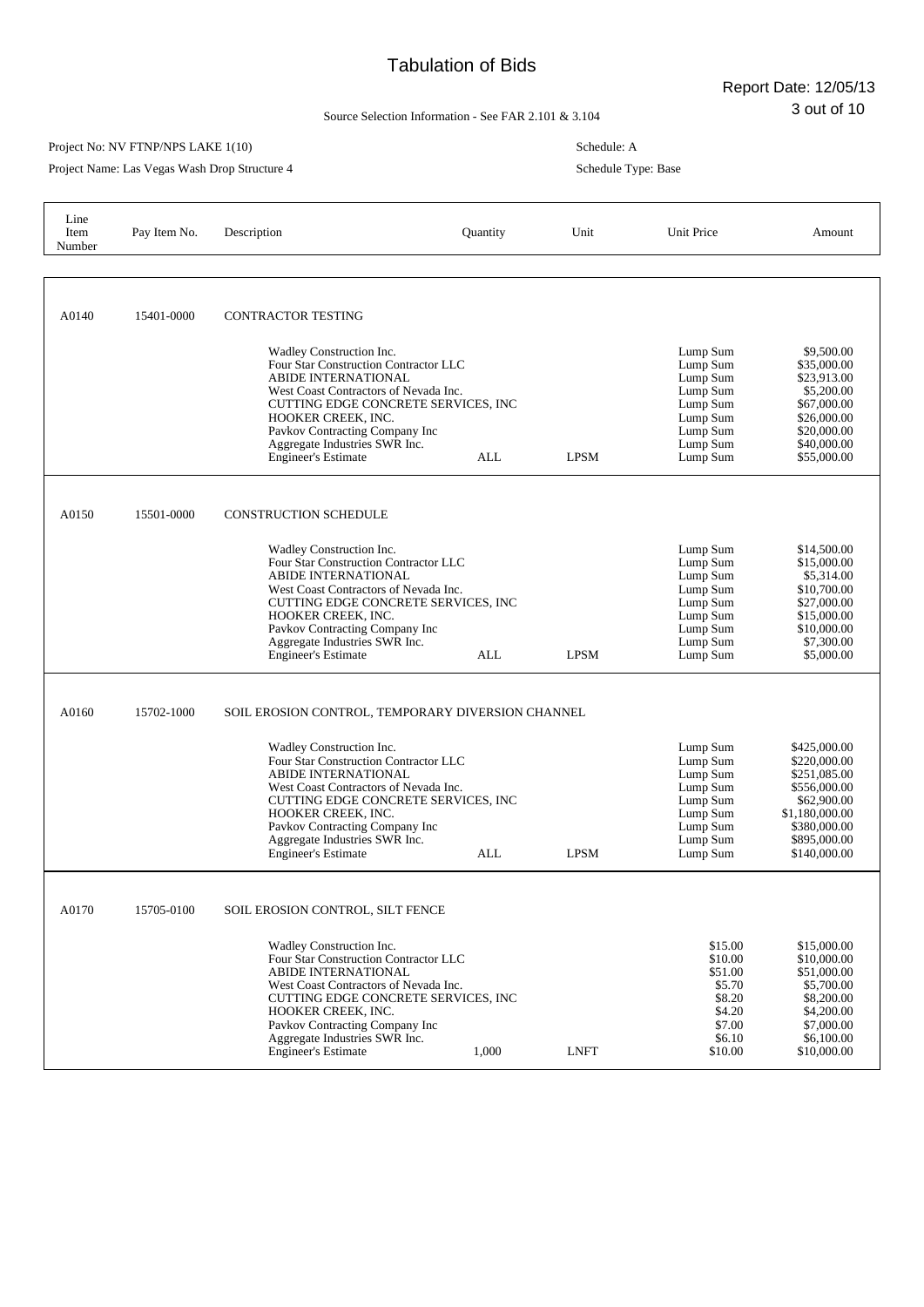# Tabulation of Bids

Report Date: 12/05/13

Source Selection Information - See FAR 2.101 & 3.104

Project No: NV FTNP/NPS LAKE 1(10)

Project Name: Las Vegas Wash Drop Structure 4

Schedule: A

Schedule Type: Base

| Line Item Number | Pay Item No. | Description | Quantity | Unit | Unit Price | Amount |
|---|---|---|---|---|---|---|
| A0140 | 15401-0000 | CONTRACTOR TESTING | | | | |
| | | Wadley Construction Inc. | | | Lump Sum | $9,500.00 |
| | | Four Star Construction Contractor LLC | | | Lump Sum | $35,000.00 |
| | | ABIDE INTERNATIONAL | | | Lump Sum | $23,913.00 |
| | | West Coast Contractors of Nevada Inc. | | | Lump Sum | $5,200.00 |
| | | CUTTING EDGE CONCRETE SERVICES, INC | | | Lump Sum | $67,000.00 |
| | | HOOKER CREEK, INC. | | | Lump Sum | $26,000.00 |
| | | Pavkov Contracting Company Inc | | | Lump Sum | $20,000.00 |
| | | Aggregate Industries SWR Inc. | | | Lump Sum | $40,000.00 |
| | | Engineer's Estimate | ALL | LPSM | Lump Sum | $55,000.00 |
| A0150 | 15501-0000 | CONSTRUCTION SCHEDULE | | | | |
| | | Wadley Construction Inc. | | | Lump Sum | $14,500.00 |
| | | Four Star Construction Contractor LLC | | | Lump Sum | $15,000.00 |
| | | ABIDE INTERNATIONAL | | | Lump Sum | $5,314.00 |
| | | West Coast Contractors of Nevada Inc. | | | Lump Sum | $10,700.00 |
| | | CUTTING EDGE CONCRETE SERVICES, INC | | | Lump Sum | $27,000.00 |
| | | HOOKER CREEK, INC. | | | Lump Sum | $15,000.00 |
| | | Pavkov Contracting Company Inc | | | Lump Sum | $10,000.00 |
| | | Aggregate Industries SWR Inc. | | | Lump Sum | $7,300.00 |
| | | Engineer's Estimate | ALL | LPSM | Lump Sum | $5,000.00 |
| A0160 | 15702-1000 | SOIL EROSION CONTROL, TEMPORARY DIVERSION CHANNEL | | | | |
| | | Wadley Construction Inc. | | | Lump Sum | $425,000.00 |
| | | Four Star Construction Contractor LLC | | | Lump Sum | $220,000.00 |
| | | ABIDE INTERNATIONAL | | | Lump Sum | $251,085.00 |
| | | West Coast Contractors of Nevada Inc. | | | Lump Sum | $556,000.00 |
| | | CUTTING EDGE CONCRETE SERVICES, INC | | | Lump Sum | $62,900.00 |
| | | HOOKER CREEK, INC. | | | Lump Sum | $1,180,000.00 |
| | | Pavkov Contracting Company Inc | | | Lump Sum | $380,000.00 |
| | | Aggregate Industries SWR Inc. | | | Lump Sum | $895,000.00 |
| | | Engineer's Estimate | ALL | LPSM | Lump Sum | $140,000.00 |
| A0170 | 15705-0100 | SOIL EROSION CONTROL, SILT FENCE | | | | |
| | | Wadley Construction Inc. | | | $15.00 | $15,000.00 |
| | | Four Star Construction Contractor LLC | | | $10.00 | $10,000.00 |
| | | ABIDE INTERNATIONAL | | | $51.00 | $51,000.00 |
| | | West Coast Contractors of Nevada Inc. | | | $5.70 | $5,700.00 |
| | | CUTTING EDGE CONCRETE SERVICES, INC | | | $8.20 | $8,200.00 |
| | | HOOKER CREEK, INC. | | | $4.20 | $4,200.00 |
| | | Pavkov Contracting Company Inc | | | $7.00 | $7,000.00 |
| | | Aggregate Industries SWR Inc. | | | $6.10 | $6,100.00 |
| | | Engineer's Estimate | 1,000 | LNFT | $10.00 | $10,000.00 |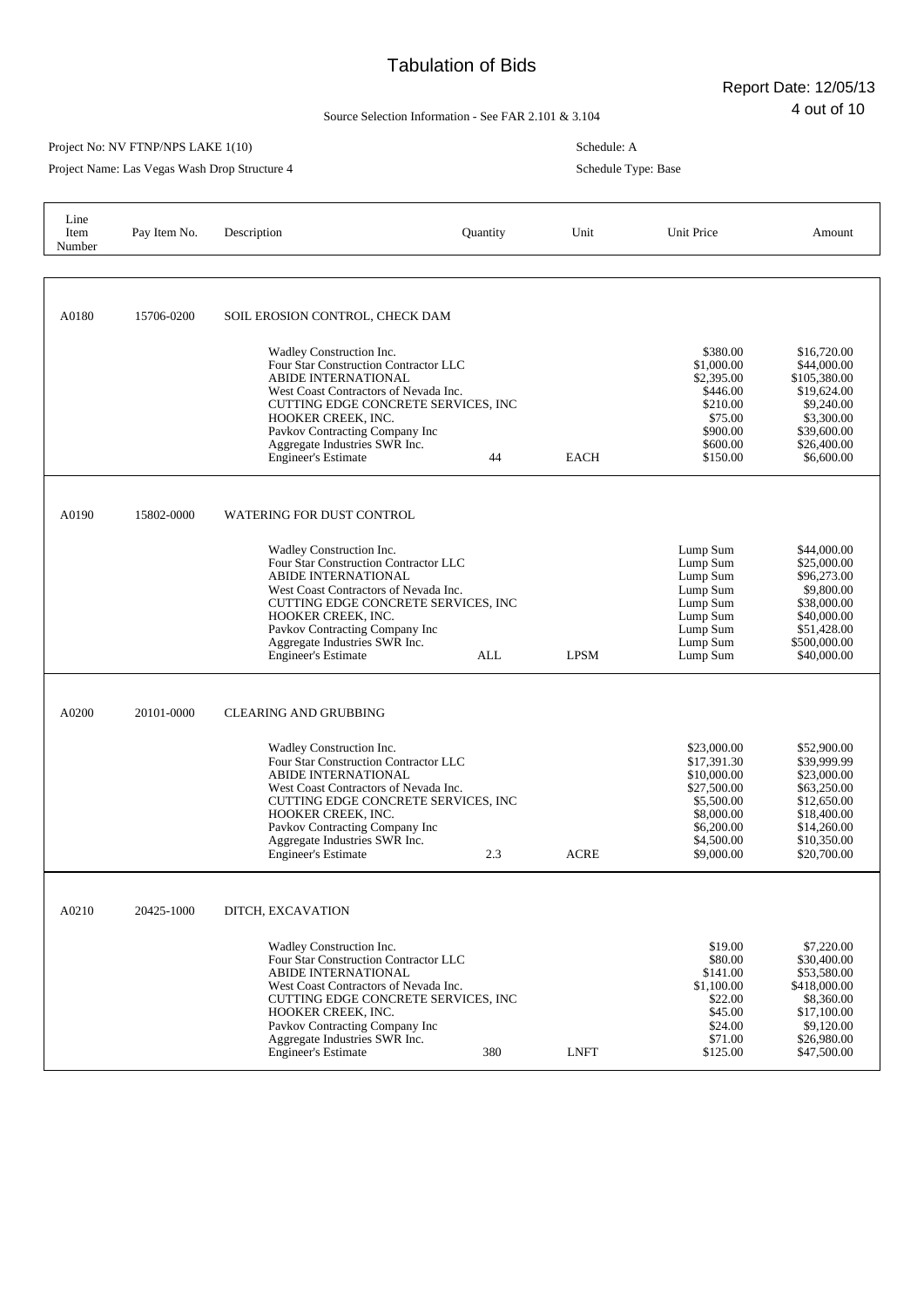# Tabulation of Bids

Report Date: 12/05/13

Source Selection Information - See FAR 2.101 & 3.104

Project No: NV FTNP/NPS LAKE 1(10)

Project Name: Las Vegas Wash Drop Structure 4

Schedule: A

Schedule Type: Base

| Line Item Number | Pay Item No. | Description | Quantity | Unit | Unit Price | Amount |
|---|---|---|---|---|---|---|
| A0180 | 15706-0200 | SOIL EROSION CONTROL, CHECK DAM | | | | |
| | | Wadley Construction Inc. | | | $380.00 | $16,720.00 |
| | | Four Star Construction Contractor LLC | | | $1,000.00 | $44,000.00 |
| | | ABIDE INTERNATIONAL | | | $2,395.00 | $105,380.00 |
| | | West Coast Contractors of Nevada Inc. | | | $446.00 | $19,624.00 |
| | | CUTTING EDGE CONCRETE SERVICES, INC | | | $210.00 | $9,240.00 |
| | | HOOKER CREEK, INC. | | | $75.00 | $3,300.00 |
| | | Pavkov Contracting Company Inc | | | $900.00 | $39,600.00 |
| | | Aggregate Industries SWR Inc. | | | $600.00 | $26,400.00 |
| | | Engineer's Estimate | 44 | EACH | $150.00 | $6,600.00 |
| A0190 | 15802-0000 | WATERING FOR DUST CONTROL | | | | |
| | | Wadley Construction Inc. | | | Lump Sum | $44,000.00 |
| | | Four Star Construction Contractor LLC | | | Lump Sum | $25,000.00 |
| | | ABIDE INTERNATIONAL | | | Lump Sum | $96,273.00 |
| | | West Coast Contractors of Nevada Inc. | | | Lump Sum | $9,800.00 |
| | | CUTTING EDGE CONCRETE SERVICES, INC | | | Lump Sum | $38,000.00 |
| | | HOOKER CREEK, INC. | | | Lump Sum | $40,000.00 |
| | | Pavkov Contracting Company Inc | | | Lump Sum | $51,428.00 |
| | | Aggregate Industries SWR Inc. | | | Lump Sum | $500,000.00 |
| | | Engineer's Estimate | ALL | LPSM | Lump Sum | $40,000.00 |
| A0200 | 20101-0000 | CLEARING AND GRUBBING | | | | |
| | | Wadley Construction Inc. | | | $23,000.00 | $52,900.00 |
| | | Four Star Construction Contractor LLC | | | $17,391.30 | $39,999.99 |
| | | ABIDE INTERNATIONAL | | | $10,000.00 | $23,000.00 |
| | | West Coast Contractors of Nevada Inc. | | | $27,500.00 | $63,250.00 |
| | | CUTTING EDGE CONCRETE SERVICES, INC | | | $5,500.00 | $12,650.00 |
| | | HOOKER CREEK, INC. | | | $8,000.00 | $18,400.00 |
| | | Pavkov Contracting Company Inc | | | $6,200.00 | $14,260.00 |
| | | Aggregate Industries SWR Inc. | | | $4,500.00 | $10,350.00 |
| | | Engineer's Estimate | 2.3 | ACRE | $9,000.00 | $20,700.00 |
| A0210 | 20425-1000 | DITCH, EXCAVATION | | | | |
| | | Wadley Construction Inc. | | | $19.00 | $7,220.00 |
| | | Four Star Construction Contractor LLC | | | $80.00 | $30,400.00 |
| | | ABIDE INTERNATIONAL | | | $141.00 | $53,580.00 |
| | | West Coast Contractors of Nevada Inc. | | | $1,100.00 | $418,000.00 |
| | | CUTTING EDGE CONCRETE SERVICES, INC | | | $22.00 | $8,360.00 |
| | | HOOKER CREEK, INC. | | | $45.00 | $17,100.00 |
| | | Pavkov Contracting Company Inc | | | $24.00 | $9,120.00 |
| | | Aggregate Industries SWR Inc. | | | $71.00 | $26,980.00 |
| | | Engineer's Estimate | 380 | LNFT | $125.00 | $47,500.00 |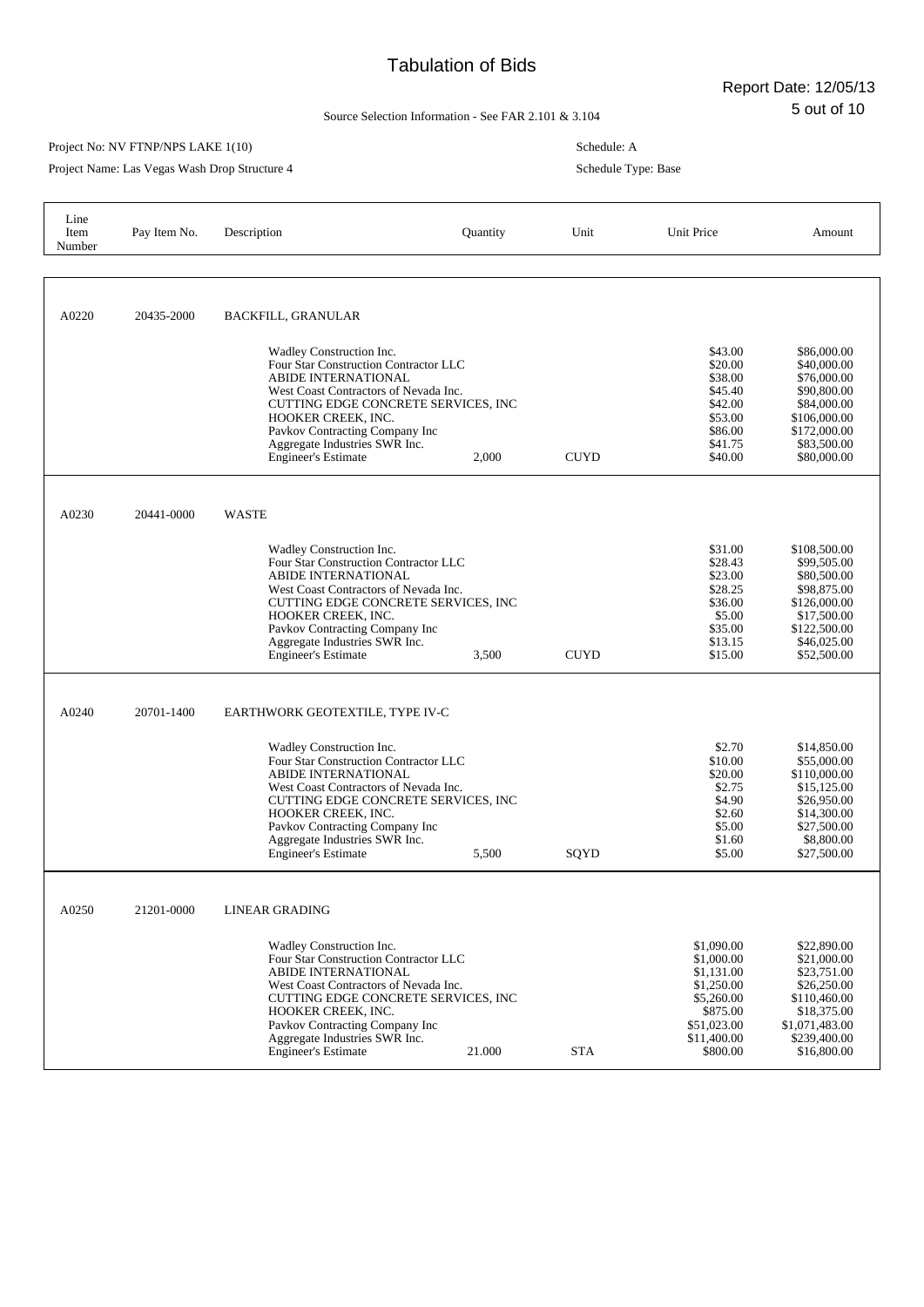# Tabulation of Bids

Report Date: 12/05/13

Source Selection Information - See FAR 2.101 & 3.104

Project No: NV FTNP/NPS LAKE 1(10)

Project Name: Las Vegas Wash Drop Structure 4

Schedule: A

Schedule Type: Base

| Line Item Number | Pay Item No. | Description | Quantity | Unit | Unit Price | Amount |
|---|---|---|---|---|---|---|
| A0220 | 20435-2000 | BACKFILL, GRANULAR | | | | |
| | | Wadley Construction Inc. | | | $43.00 | $86,000.00 |
| | | Four Star Construction Contractor LLC | | | $20.00 | $40,000.00 |
| | | ABIDE INTERNATIONAL | | | $38.00 | $76,000.00 |
| | | West Coast Contractors of Nevada Inc. | | | $45.40 | $90,800.00 |
| | | CUTTING EDGE CONCRETE SERVICES, INC | | | $42.00 | $84,000.00 |
| | | HOOKER CREEK, INC. | | | $53.00 | $106,000.00 |
| | | Pavkov Contracting Company Inc | | | $86.00 | $172,000.00 |
| | | Aggregate Industries SWR Inc. | | | $41.75 | $83,500.00 |
| | | Engineer's Estimate | 2,000 | CUYD | $40.00 | $80,000.00 |
| A0230 | 20441-0000 | WASTE | | | | |
| | | Wadley Construction Inc. | | | $31.00 | $108,500.00 |
| | | Four Star Construction Contractor LLC | | | $28.43 | $99,505.00 |
| | | ABIDE INTERNATIONAL | | | $23.00 | $80,500.00 |
| | | West Coast Contractors of Nevada Inc. | | | $28.25 | $98,875.00 |
| | | CUTTING EDGE CONCRETE SERVICES, INC | | | $36.00 | $126,000.00 |
| | | HOOKER CREEK, INC. | | | $5.00 | $17,500.00 |
| | | Pavkov Contracting Company Inc | | | $35.00 | $122,500.00 |
| | | Aggregate Industries SWR Inc. | | | $13.15 | $46,025.00 |
| | | Engineer's Estimate | 3,500 | CUYD | $15.00 | $52,500.00 |
| A0240 | 20701-1400 | EARTHWORK GEOTEXTILE, TYPE IV-C | | | | |
| | | Wadley Construction Inc. | | | $2.70 | $14,850.00 |
| | | Four Star Construction Contractor LLC | | | $10.00 | $55,000.00 |
| | | ABIDE INTERNATIONAL | | | $20.00 | $110,000.00 |
| | | West Coast Contractors of Nevada Inc. | | | $2.75 | $15,125.00 |
| | | CUTTING EDGE CONCRETE SERVICES, INC | | | $4.90 | $26,950.00 |
| | | HOOKER CREEK, INC. | | | $2.60 | $14,300.00 |
| | | Pavkov Contracting Company Inc | | | $5.00 | $27,500.00 |
| | | Aggregate Industries SWR Inc. | | | $1.60 | $8,800.00 |
| | | Engineer's Estimate | 5,500 | SQYD | $5.00 | $27,500.00 |
| A0250 | 21201-0000 | LINEAR GRADING | | | | |
| | | Wadley Construction Inc. | | | $1,090.00 | $22,890.00 |
| | | Four Star Construction Contractor LLC | | | $1,000.00 | $21,000.00 |
| | | ABIDE INTERNATIONAL | | | $1,131.00 | $23,751.00 |
| | | West Coast Contractors of Nevada Inc. | | | $1,250.00 | $26,250.00 |
| | | CUTTING EDGE CONCRETE SERVICES, INC | | | $5,260.00 | $110,460.00 |
| | | HOOKER CREEK, INC. | | | $875.00 | $18,375.00 |
| | | Pavkov Contracting Company Inc | | | $51,023.00 | $1,071,483.00 |
| | | Aggregate Industries SWR Inc. | | | $11,400.00 | $239,400.00 |
| | | Engineer's Estimate | 21.000 | STA | $800.00 | $16,800.00 |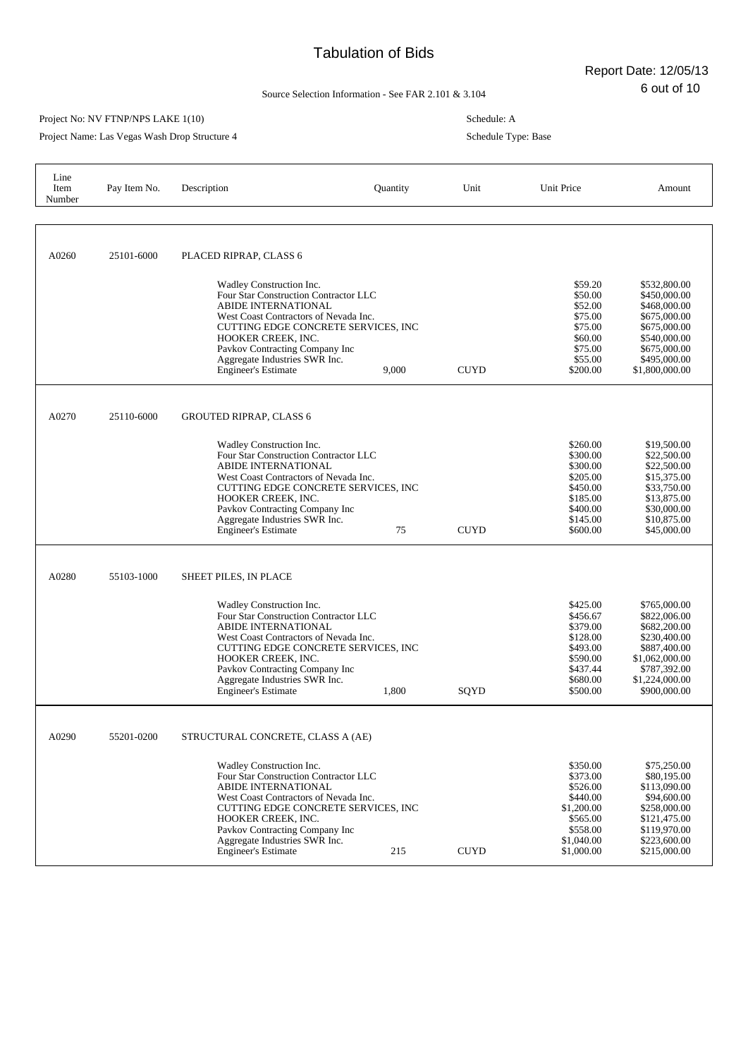# Tabulation of Bids

Report Date: 12/05/13

Source Selection Information - See FAR 2.101 & 3.104

Project No: NV FTNP/NPS LAKE 1(10)

Project Name: Las Vegas Wash Drop Structure 4

Schedule: A

Schedule Type: Base

| Line Item Number | Pay Item No. | Description | Quantity | Unit | Unit Price | Amount |
|---|---|---|---|---|---|---|
| A0260 | 25101-6000 | PLACED RIPRAP, CLASS 6 | | | | |
| | | Wadley Construction Inc. | | | $59.20 | $532,800.00 |
| | | Four Star Construction Contractor LLC | | | $50.00 | $450,000.00 |
| | | ABIDE INTERNATIONAL | | | $52.00 | $468,000.00 |
| | | West Coast Contractors of Nevada Inc. | | | $75.00 | $675,000.00 |
| | | CUTTING EDGE CONCRETE SERVICES, INC | | | $75.00 | $675,000.00 |
| | | HOOKER CREEK, INC. | | | $60.00 | $540,000.00 |
| | | Pavkov Contracting Company Inc | | | $75.00 | $675,000.00 |
| | | Aggregate Industries SWR Inc. | | | $55.00 | $495,000.00 |
| | | Engineer's Estimate | 9,000 | CUYD | $200.00 | $1,800,000.00 |
| A0270 | 25110-6000 | GROUTED RIPRAP, CLASS 6 | | | | |
| | | Wadley Construction Inc. | | | $260.00 | $19,500.00 |
| | | Four Star Construction Contractor LLC | | | $300.00 | $22,500.00 |
| | | ABIDE INTERNATIONAL | | | $300.00 | $22,500.00 |
| | | West Coast Contractors of Nevada Inc. | | | $205.00 | $15,375.00 |
| | | CUTTING EDGE CONCRETE SERVICES, INC | | | $450.00 | $33,750.00 |
| | | HOOKER CREEK, INC. | | | $185.00 | $13,875.00 |
| | | Pavkov Contracting Company Inc | | | $400.00 | $30,000.00 |
| | | Aggregate Industries SWR Inc. | | | $145.00 | $10,875.00 |
| | | Engineer's Estimate | 75 | CUYD | $600.00 | $45,000.00 |
| A0280 | 55103-1000 | SHEET PILES, IN PLACE | | | | |
| | | Wadley Construction Inc. | | | $425.00 | $765,000.00 |
| | | Four Star Construction Contractor LLC | | | $456.67 | $822,006.00 |
| | | ABIDE INTERNATIONAL | | | $379.00 | $682,200.00 |
| | | West Coast Contractors of Nevada Inc. | | | $128.00 | $230,400.00 |
| | | CUTTING EDGE CONCRETE SERVICES, INC | | | $493.00 | $887,400.00 |
| | | HOOKER CREEK, INC. | | | $590.00 | $1,062,000.00 |
| | | Pavkov Contracting Company Inc | | | $437.44 | $787,392.00 |
| | | Aggregate Industries SWR Inc. | | | $680.00 | $1,224,000.00 |
| | | Engineer's Estimate | 1,800 | SQYD | $500.00 | $900,000.00 |
| A0290 | 55201-0200 | STRUCTURAL CONCRETE, CLASS A (AE) | | | | |
| | | Wadley Construction Inc. | | | $350.00 | $75,250.00 |
| | | Four Star Construction Contractor LLC | | | $373.00 | $80,195.00 |
| | | ABIDE INTERNATIONAL | | | $526.00 | $113,090.00 |
| | | West Coast Contractors of Nevada Inc. | | | $440.00 | $94,600.00 |
| | | CUTTING EDGE CONCRETE SERVICES, INC | | | $1,200.00 | $258,000.00 |
| | | HOOKER CREEK, INC. | | | $565.00 | $121,475.00 |
| | | Pavkov Contracting Company Inc | | | $558.00 | $119,970.00 |
| | | Aggregate Industries SWR Inc. | | | $1,040.00 | $223,600.00 |
| | | Engineer's Estimate | 215 | CUYD | $1,000.00 | $215,000.00 |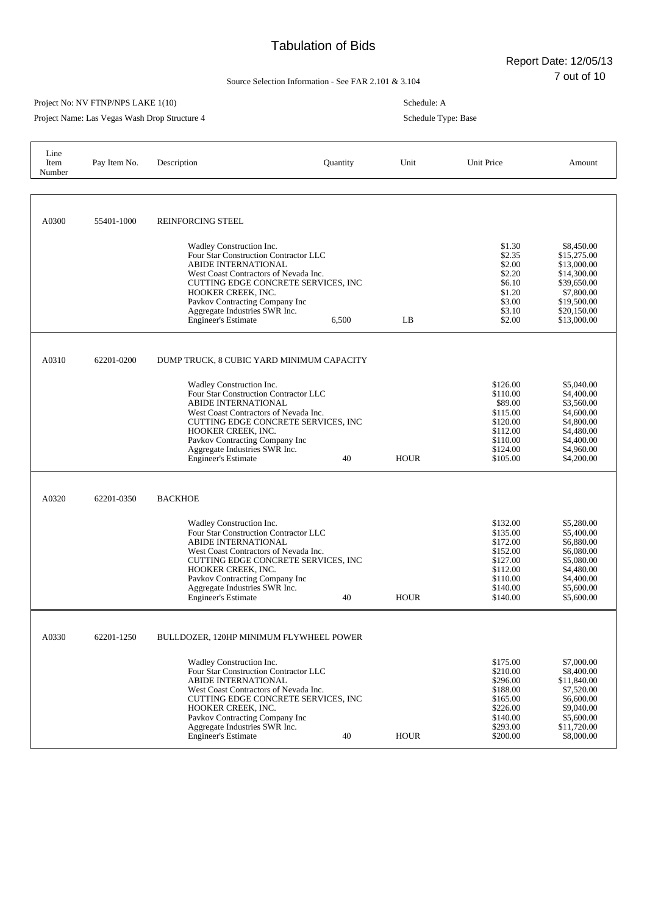# Tabulation of Bids

Report Date: 12/05/13

Source Selection Information - See FAR 2.101 & 3.104

Project No: NV FTNP/NPS LAKE 1(10)

Project Name: Las Vegas Wash Drop Structure 4

Schedule: A

Schedule Type: Base

| Line Item Number | Pay Item No. | Description | Quantity | Unit | Unit Price | Amount |
|---|---|---|---|---|---|---|
| A0300 | 55401-1000 | REINFORCING STEEL | | | | |
| | | Wadley Construction Inc. | | | $1.30 | $8,450.00 |
| | | Four Star Construction Contractor LLC | | | $2.35 | $15,275.00 |
| | | ABIDE INTERNATIONAL | | | $2.00 | $13,000.00 |
| | | West Coast Contractors of Nevada Inc. | | | $2.20 | $14,300.00 |
| | | CUTTING EDGE CONCRETE SERVICES, INC | | | $6.10 | $39,650.00 |
| | | HOOKER CREEK, INC. | | | $1.20 | $7,800.00 |
| | | Pavkov Contracting Company Inc | | | $3.00 | $19,500.00 |
| | | Aggregate Industries SWR Inc. | | | $3.10 | $20,150.00 |
| | | Engineer's Estimate | 6,500 | LB | $2.00 | $13,000.00 |
| A0310 | 62201-0200 | DUMP TRUCK, 8 CUBIC YARD MINIMUM CAPACITY | | | | |
| | | Wadley Construction Inc. | | | $126.00 | $5,040.00 |
| | | Four Star Construction Contractor LLC | | | $110.00 | $4,400.00 |
| | | ABIDE INTERNATIONAL | | | $89.00 | $3,560.00 |
| | | West Coast Contractors of Nevada Inc. | | | $115.00 | $4,600.00 |
| | | CUTTING EDGE CONCRETE SERVICES, INC | | | $120.00 | $4,800.00 |
| | | HOOKER CREEK, INC. | | | $112.00 | $4,480.00 |
| | | Pavkov Contracting Company Inc | | | $110.00 | $4,400.00 |
| | | Aggregate Industries SWR Inc. | | | $124.00 | $4,960.00 |
| | | Engineer's Estimate | 40 | HOUR | $105.00 | $4,200.00 |
| A0320 | 62201-0350 | BACKHOE | | | | |
| | | Wadley Construction Inc. | | | $132.00 | $5,280.00 |
| | | Four Star Construction Contractor LLC | | | $135.00 | $5,400.00 |
| | | ABIDE INTERNATIONAL | | | $172.00 | $6,880.00 |
| | | West Coast Contractors of Nevada Inc. | | | $152.00 | $6,080.00 |
| | | CUTTING EDGE CONCRETE SERVICES, INC | | | $127.00 | $5,080.00 |
| | | HOOKER CREEK, INC. | | | $112.00 | $4,480.00 |
| | | Pavkov Contracting Company Inc | | | $110.00 | $4,400.00 |
| | | Aggregate Industries SWR Inc. | | | $140.00 | $5,600.00 |
| | | Engineer's Estimate | 40 | HOUR | $140.00 | $5,600.00 |
| A0330 | 62201-1250 | BULLDOZER, 120HP MINIMUM FLYWHEEL POWER | | | | |
| | | Wadley Construction Inc. | | | $175.00 | $7,000.00 |
| | | Four Star Construction Contractor LLC | | | $210.00 | $8,400.00 |
| | | ABIDE INTERNATIONAL | | | $296.00 | $11,840.00 |
| | | West Coast Contractors of Nevada Inc. | | | $188.00 | $7,520.00 |
| | | CUTTING EDGE CONCRETE SERVICES, INC | | | $165.00 | $6,600.00 |
| | | HOOKER CREEK, INC. | | | $226.00 | $9,040.00 |
| | | Pavkov Contracting Company Inc | | | $140.00 | $5,600.00 |
| | | Aggregate Industries SWR Inc. | | | $293.00 | $11,720.00 |
| | | Engineer's Estimate | 40 | HOUR | $200.00 | $8,000.00 |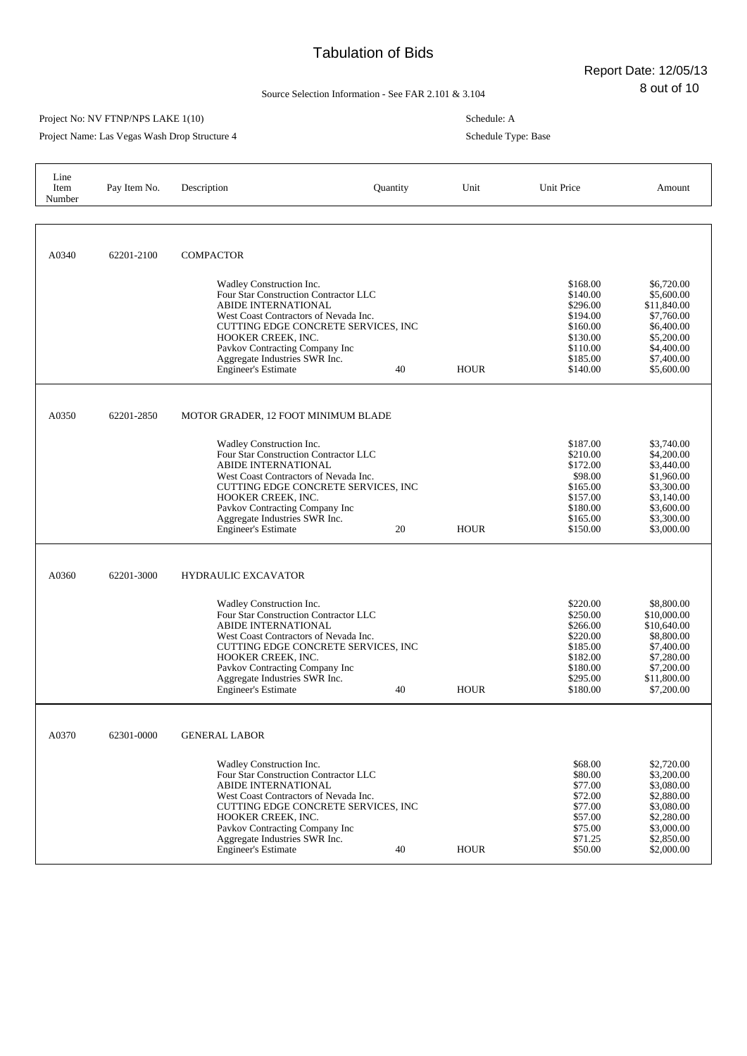# Tabulation of Bids

Report Date: 12/05/13

Source Selection Information - See FAR 2.101 & 3.104

Project No: NV FTNP/NPS LAKE 1(10)

Project Name: Las Vegas Wash Drop Structure 4

Schedule: A

Schedule Type: Base

| Line Item Number | Pay Item No. | Description | Quantity | Unit | Unit Price | Amount |
|---|---|---|---|---|---|---|
| A0340 | 62201-2100 | COMPACTOR | | | | |
| | | Wadley Construction Inc. | | | $168.00 | $6,720.00 |
| | | Four Star Construction Contractor LLC | | | $140.00 | $5,600.00 |
| | | ABIDE INTERNATIONAL | | | $296.00 | $11,840.00 |
| | | West Coast Contractors of Nevada Inc. | | | $194.00 | $7,760.00 |
| | | CUTTING EDGE CONCRETE SERVICES, INC | | | $160.00 | $6,400.00 |
| | | HOOKER CREEK, INC. | | | $130.00 | $5,200.00 |
| | | Pavkov Contracting Company Inc | | | $110.00 | $4,400.00 |
| | | Aggregate Industries SWR Inc. | | | $185.00 | $7,400.00 |
| | | Engineer's Estimate | 40 | HOUR | $140.00 | $5,600.00 |
| A0350 | 62201-2850 | MOTOR GRADER, 12 FOOT MINIMUM BLADE | | | | |
| | | Wadley Construction Inc. | | | $187.00 | $3,740.00 |
| | | Four Star Construction Contractor LLC | | | $210.00 | $4,200.00 |
| | | ABIDE INTERNATIONAL | | | $172.00 | $3,440.00 |
| | | West Coast Contractors of Nevada Inc. | | | $98.00 | $1,960.00 |
| | | CUTTING EDGE CONCRETE SERVICES, INC | | | $165.00 | $3,300.00 |
| | | HOOKER CREEK, INC. | | | $157.00 | $3,140.00 |
| | | Pavkov Contracting Company Inc | | | $180.00 | $3,600.00 |
| | | Aggregate Industries SWR Inc. | | | $165.00 | $3,300.00 |
| | | Engineer's Estimate | 20 | HOUR | $150.00 | $3,000.00 |
| A0360 | 62201-3000 | HYDRAULIC EXCAVATOR | | | | |
| | | Wadley Construction Inc. | | | $220.00 | $8,800.00 |
| | | Four Star Construction Contractor LLC | | | $250.00 | $10,000.00 |
| | | ABIDE INTERNATIONAL | | | $266.00 | $10,640.00 |
| | | West Coast Contractors of Nevada Inc. | | | $220.00 | $8,800.00 |
| | | CUTTING EDGE CONCRETE SERVICES, INC | | | $185.00 | $7,400.00 |
| | | HOOKER CREEK, INC. | | | $182.00 | $7,280.00 |
| | | Pavkov Contracting Company Inc | | | $180.00 | $7,200.00 |
| | | Aggregate Industries SWR Inc. | | | $295.00 | $11,800.00 |
| | | Engineer's Estimate | 40 | HOUR | $180.00 | $7,200.00 |
| A0370 | 62301-0000 | GENERAL LABOR | | | | |
| | | Wadley Construction Inc. | | | $68.00 | $2,720.00 |
| | | Four Star Construction Contractor LLC | | | $80.00 | $3,200.00 |
| | | ABIDE INTERNATIONAL | | | $77.00 | $3,080.00 |
| | | West Coast Contractors of Nevada Inc. | | | $72.00 | $2,880.00 |
| | | CUTTING EDGE CONCRETE SERVICES, INC | | | $77.00 | $3,080.00 |
| | | HOOKER CREEK, INC. | | | $57.00 | $2,280.00 |
| | | Pavkov Contracting Company Inc | | | $75.00 | $3,000.00 |
| | | Aggregate Industries SWR Inc. | | | $71.25 | $2,850.00 |
| | | Engineer's Estimate | 40 | HOUR | $50.00 | $2,000.00 |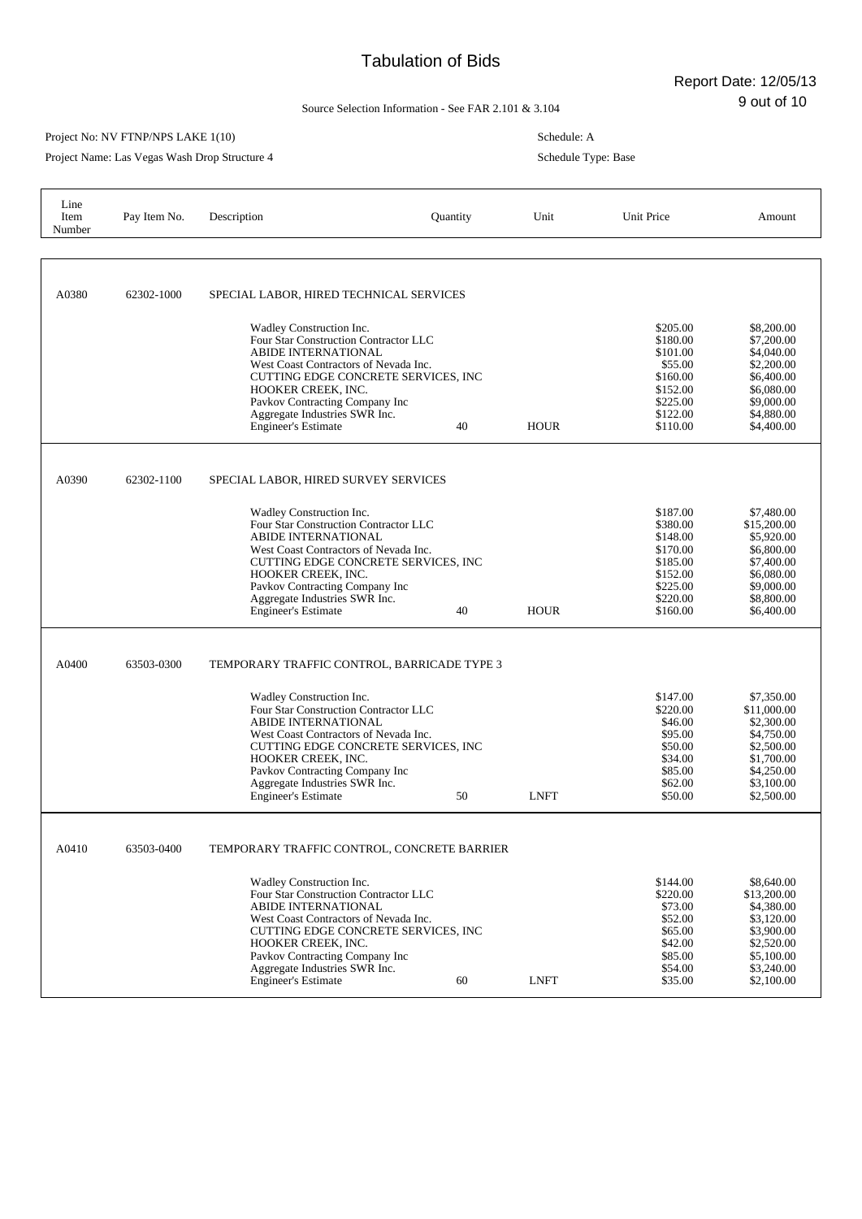# Tabulation of Bids

Report Date: 12/05/13

Source Selection Information - See FAR 2.101 & 3.104

Project No: NV FTNP/NPS LAKE 1(10)

Project Name: Las Vegas Wash Drop Structure 4

Schedule: A

Schedule Type: Base

| Line Item Number | Pay Item No. | Description | Quantity | Unit | Unit Price | Amount |
|---|---|---|---|---|---|---|
| A0380 | 62302-1000 | SPECIAL LABOR, HIRED TECHNICAL SERVICES | | | | |
| | | Wadley Construction Inc. | | | $205.00 | $8,200.00 |
| | | Four Star Construction Contractor LLC | | | $180.00 | $7,200.00 |
| | | ABIDE INTERNATIONAL | | | $101.00 | $4,040.00 |
| | | West Coast Contractors of Nevada Inc. | | | $55.00 | $2,200.00 |
| | | CUTTING EDGE CONCRETE SERVICES, INC | | | $160.00 | $6,400.00 |
| | | HOOKER CREEK, INC. | | | $152.00 | $6,080.00 |
| | | Pavkov Contracting Company Inc | | | $225.00 | $9,000.00 |
| | | Aggregate Industries SWR Inc. | | | $122.00 | $4,880.00 |
| | | Engineer's Estimate | 40 | HOUR | $110.00 | $4,400.00 |
| A0390 | 62302-1100 | SPECIAL LABOR, HIRED SURVEY SERVICES | | | | |
| | | Wadley Construction Inc. | | | $187.00 | $7,480.00 |
| | | Four Star Construction Contractor LLC | | | $380.00 | $15,200.00 |
| | | ABIDE INTERNATIONAL | | | $148.00 | $5,920.00 |
| | | West Coast Contractors of Nevada Inc. | | | $170.00 | $6,800.00 |
| | | CUTTING EDGE CONCRETE SERVICES, INC | | | $185.00 | $7,400.00 |
| | | HOOKER CREEK, INC. | | | $152.00 | $6,080.00 |
| | | Pavkov Contracting Company Inc | | | $225.00 | $9,000.00 |
| | | Aggregate Industries SWR Inc. | | | $220.00 | $8,800.00 |
| | | Engineer's Estimate | 40 | HOUR | $160.00 | $6,400.00 |
| A0400 | 63503-0300 | TEMPORARY TRAFFIC CONTROL, BARRICADE TYPE 3 | | | | |
| | | Wadley Construction Inc. | | | $147.00 | $7,350.00 |
| | | Four Star Construction Contractor LLC | | | $220.00 | $11,000.00 |
| | | ABIDE INTERNATIONAL | | | $46.00 | $2,300.00 |
| | | West Coast Contractors of Nevada Inc. | | | $95.00 | $4,750.00 |
| | | CUTTING EDGE CONCRETE SERVICES, INC | | | $50.00 | $2,500.00 |
| | | HOOKER CREEK, INC. | | | $34.00 | $1,700.00 |
| | | Pavkov Contracting Company Inc | | | $85.00 | $4,250.00 |
| | | Aggregate Industries SWR Inc. | | | $62.00 | $3,100.00 |
| | | Engineer's Estimate | 50 | LNFT | $50.00 | $2,500.00 |
| A0410 | 63503-0400 | TEMPORARY TRAFFIC CONTROL, CONCRETE BARRIER | | | | |
| | | Wadley Construction Inc. | | | $144.00 | $8,640.00 |
| | | Four Star Construction Contractor LLC | | | $220.00 | $13,200.00 |
| | | ABIDE INTERNATIONAL | | | $73.00 | $4,380.00 |
| | | West Coast Contractors of Nevada Inc. | | | $52.00 | $3,120.00 |
| | | CUTTING EDGE CONCRETE SERVICES, INC | | | $65.00 | $3,900.00 |
| | | HOOKER CREEK, INC. | | | $42.00 | $2,520.00 |
| | | Pavkov Contracting Company Inc | | | $85.00 | $5,100.00 |
| | | Aggregate Industries SWR Inc. | | | $54.00 | $3,240.00 |
| | | Engineer's Estimate | 60 | LNFT | $35.00 | $2,100.00 |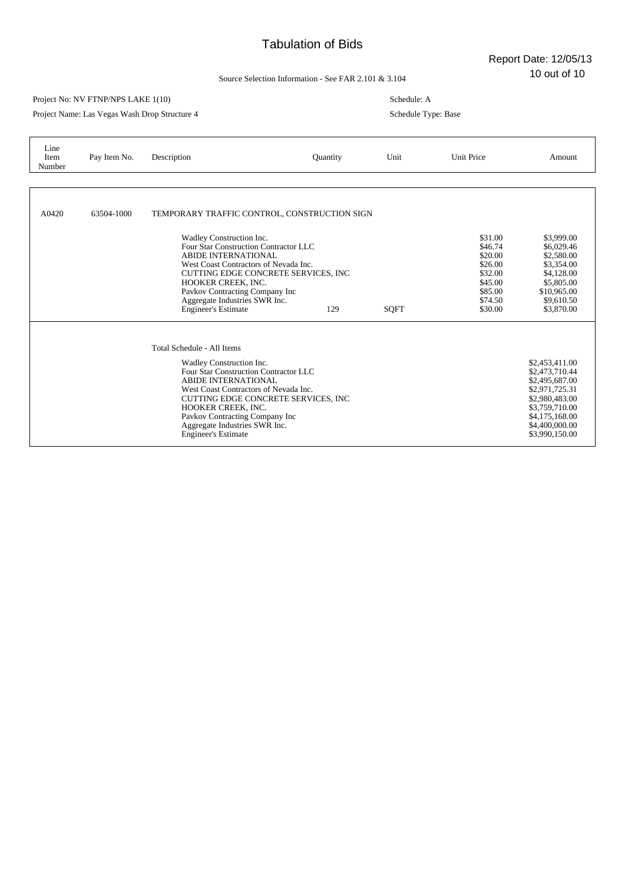# Tabulation of Bids

Report Date: 12/05/13

Source Selection Information - See FAR 2.101 & 3.104

Project No: NV FTNP/NPS LAKE 1(10)

Project Name: Las Vegas Wash Drop Structure 4

Schedule: A

Schedule Type: Base

| Line Item Number | Pay Item No. | Description | Quantity | Unit | Unit Price | Amount |
|---|---|---|---|---|---|---|
| A0420 | 63504-1000 | TEMPORARY TRAFFIC CONTROL, CONSTRUCTION SIGN | | | | |
| | | Wadley Construction Inc. | | | $31.00 | $3,999.00 |
| | | Four Star Construction Contractor LLC | | | $46.74 | $6,029.46 |
| | | ABIDE INTERNATIONAL | | | $20.00 | $2,580.00 |
| | | West Coast Contractors of Nevada Inc. | | | $26.00 | $3,354.00 |
| | | CUTTING EDGE CONCRETE SERVICES, INC | | | $32.00 | $4,128.00 |
| | | HOOKER CREEK, INC. | | | $45.00 | $5,805.00 |
| | | Pavkov Contracting Company Inc | | | $85.00 | $10,965.00 |
| | | Aggregate Industries SWR Inc. | | | $74.50 | $9,610.50 |
| | | Engineer's Estimate | 129 | SQFT | $30.00 | $3,870.00 |
| | | Total Schedule - All Items | | | | |
| | | Wadley Construction Inc. | | | | $2,453,411.00 |
| | | Four Star Construction Contractor LLC | | | | $2,473,710.44 |
| | | ABIDE INTERNATIONAL | | | | $2,495,687.00 |
| | | West Coast Contractors of Nevada Inc. | | | | $2,971,725.31 |
| | | CUTTING EDGE CONCRETE SERVICES, INC | | | | $2,980,483.00 |
| | | HOOKER CREEK, INC. | | | | $3,759,710.00 |
| | | Pavkov Contracting Company Inc | | | | $4,175,168.00 |
| | | Aggregate Industries SWR Inc. | | | | $4,400,000.00 |
| | | Engineer's Estimate | | | | $3,990,150.00 |